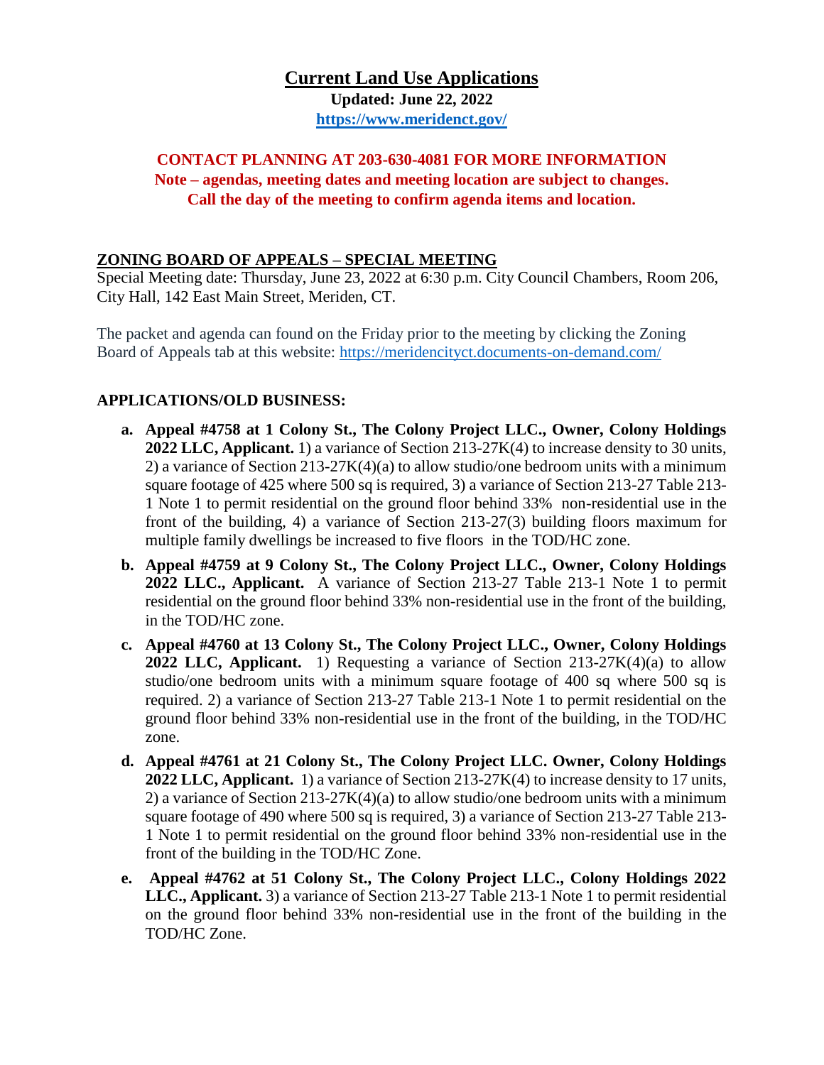# Current Land Use Applications

**Updated: June 22, 2022**

**https://www.meridenct.gov/**

**CONTACT PLANNING AT 203-630-4081 FOR MORE INFORMATION**

**Note – agendas, meeting dates and meeting location are subject to changes.**

**Call the day of the meeting to confirm agenda items and location.**

## ZONING BOARD OF APPEALS – SPECIAL MEETING

Special Meeting date: Thursday, June 23, 2022 at 6:30 p.m. City Council Chambers, Room 206, City Hall, 142 East Main Street, Meriden, CT.

The packet and agenda can found on the Friday prior to the meeting by clicking the Zoning Board of Appeals tab at this website: https://meridencityct.documents-on-demand.com/

### APPLICATIONS/OLD BUSINESS:

a. **Appeal #4758 at 1 Colony St., The Colony Project LLC., Owner, Colony Holdings 2022 LLC, Applicant.** 1) a variance of Section 213-27K(4) to increase density to 30 units, 2) a variance of Section 213-27K(4)(a) to allow studio/one bedroom units with a minimum square footage of 425 where 500 sq is required, 3) a variance of Section 213-27 Table 213-1 Note 1 to permit residential on the ground floor behind 33% non-residential use in the front of the building, 4) a variance of Section 213-27(3) building floors maximum for multiple family dwellings be increased to five floors in the TOD/HC zone.

b. **Appeal #4759 at 9 Colony St., The Colony Project LLC., Owner, Colony Holdings 2022 LLC., Applicant.** A variance of Section 213-27 Table 213-1 Note 1 to permit residential on the ground floor behind 33% non-residential use in the front of the building, in the TOD/HC zone.

c. **Appeal #4760 at 13 Colony St., The Colony Project LLC., Owner, Colony Holdings 2022 LLC, Applicant.** 1) Requesting a variance of Section 213-27K(4)(a) to allow studio/one bedroom units with a minimum square footage of 400 sq where 500 sq is required. 2) a variance of Section 213-27 Table 213-1 Note 1 to permit residential on the ground floor behind 33% non-residential use in the front of the building, in the TOD/HC zone.

d. **Appeal #4761 at 21 Colony St., The Colony Project LLC. Owner, Colony Holdings 2022 LLC, Applicant.** 1) a variance of Section 213-27K(4) to increase density to 17 units, 2) a variance of Section 213-27K(4)(a) to allow studio/one bedroom units with a minimum square footage of 490 where 500 sq is required, 3) a variance of Section 213-27 Table 213-1 Note 1 to permit residential on the ground floor behind 33% non-residential use in the front of the building in the TOD/HC Zone.

e. **Appeal #4762 at 51 Colony St., The Colony Project LLC., Colony Holdings 2022 LLC., Applicant.** 3) a variance of Section 213-27 Table 213-1 Note 1 to permit residential on the ground floor behind 33% non-residential use in the front of the building in the TOD/HC Zone.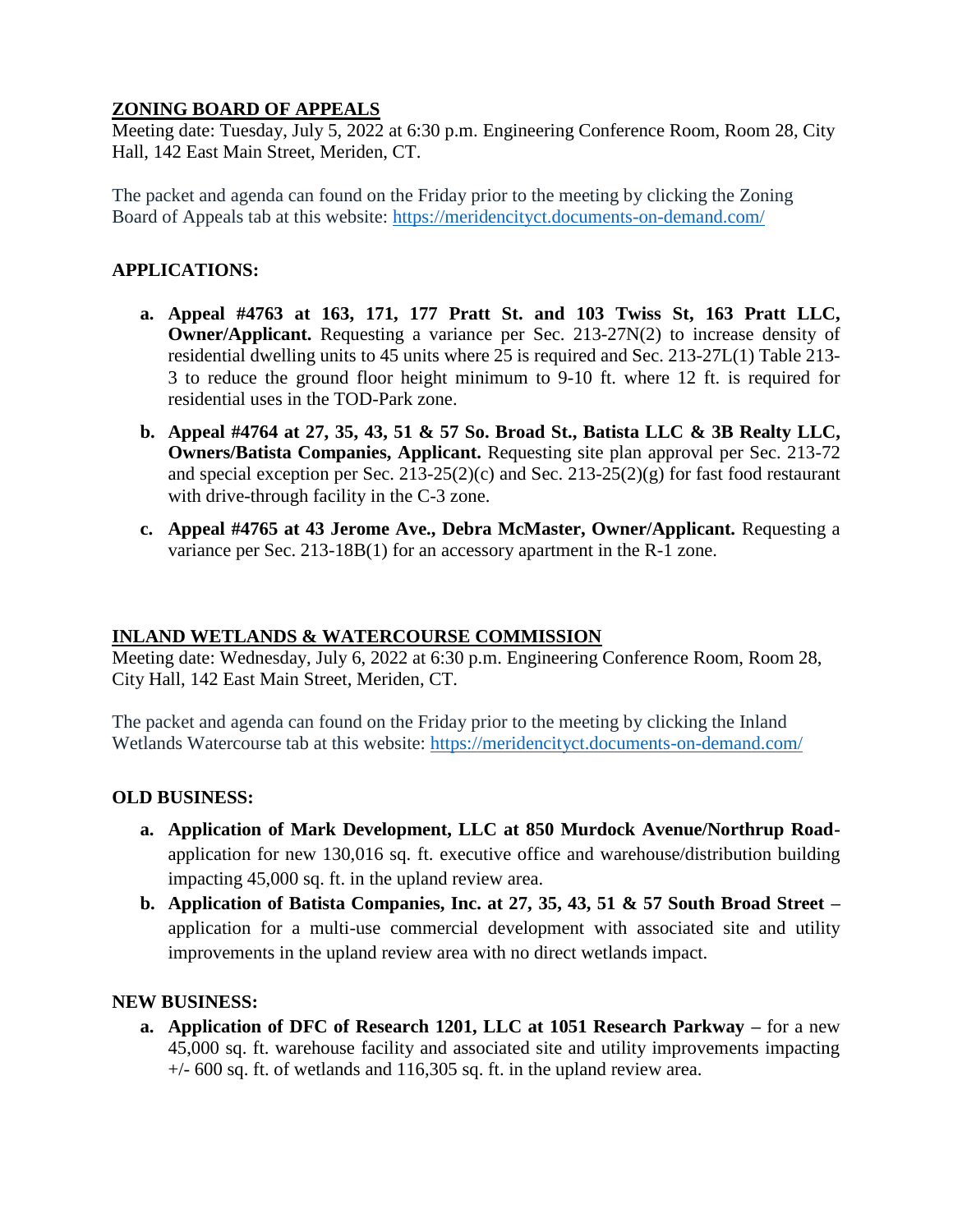## ZONING BOARD OF APPEALS

Meeting date: Tuesday, July 5, 2022 at 6:30 p.m. Engineering Conference Room, Room 28, City Hall, 142 East Main Street, Meriden, CT.

The packet and agenda can found on the Friday prior to the meeting by clicking the Zoning Board of Appeals tab at this website: https://meridencityct.documents-on-demand.com/

### APPLICATIONS:

a. **Appeal #4763 at 163, 171, 177 Pratt St. and 103 Twiss St, 163 Pratt LLC, Owner/Applicant.** Requesting a variance per Sec. 213-27N(2) to increase density of residential dwelling units to 45 units where 25 is required and Sec. 213-27L(1) Table 213-3 to reduce the ground floor height minimum to 9-10 ft. where 12 ft. is required for residential uses in the TOD-Park zone.

b. **Appeal #4764 at 27, 35, 43, 51 & 57 So. Broad St., Batista LLC & 3B Realty LLC, Owners/Batista Companies, Applicant.** Requesting site plan approval per Sec. 213-72 and special exception per Sec. 213-25(2)(c) and Sec. 213-25(2)(g) for fast food restaurant with drive-through facility in the C-3 zone.

c. **Appeal #4765 at 43 Jerome Ave., Debra McMaster, Owner/Applicant.** Requesting a variance per Sec. 213-18B(1) for an accessory apartment in the R-1 zone.

## INLAND WETLANDS & WATERCOURSE COMMISSION

Meeting date: Wednesday, July 6, 2022 at 6:30 p.m. Engineering Conference Room, Room 28, City Hall, 142 East Main Street, Meriden, CT.

The packet and agenda can found on the Friday prior to the meeting by clicking the Inland Wetlands Watercourse tab at this website: https://meridencityct.documents-on-demand.com/

### OLD BUSINESS:

a. **Application of Mark Development, LLC at 850 Murdock Avenue/Northrup Road-** application for new 130,016 sq. ft. executive office and warehouse/distribution building impacting 45,000 sq. ft. in the upland review area.

b. **Application of Batista Companies, Inc. at 27, 35, 43, 51 & 57 South Broad Street –** application for a multi-use commercial development with associated site and utility improvements in the upland review area with no direct wetlands impact.

### NEW BUSINESS:

a. **Application of DFC of Research 1201, LLC at 1051 Research Parkway –** for a new 45,000 sq. ft. warehouse facility and associated site and utility improvements impacting +/- 600 sq. ft. of wetlands and 116,305 sq. ft. in the upland review area.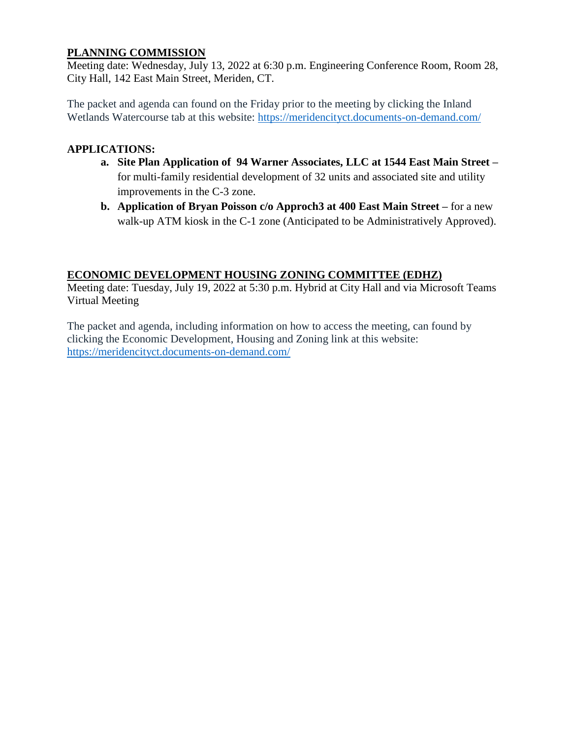## PLANNING COMMISSION

Meeting date: Wednesday, July 13, 2022 at 6:30 p.m. Engineering Conference Room, Room 28, City Hall, 142 East Main Street, Meriden, CT.

The packet and agenda can found on the Friday prior to the meeting by clicking the Inland Wetlands Watercourse tab at this website: https://meridencityct.documents-on-demand.com/

### APPLICATIONS:

a. **Site Plan Application of 94 Warner Associates, LLC at 1544 East Main Street –** for multi-family residential development of 32 units and associated site and utility improvements in the C-3 zone.
b. **Application of Bryan Poisson c/o Approch3 at 400 East Main Street –** for a new walk-up ATM kiosk in the C-1 zone (Anticipated to be Administratively Approved).

## ECONOMIC DEVELOPMENT HOUSING ZONING COMMITTEE (EDHZ)

Meeting date: Tuesday, July 19, 2022 at 5:30 p.m. Hybrid at City Hall and via Microsoft Teams Virtual Meeting

The packet and agenda, including information on how to access the meeting, can found by clicking the Economic Development, Housing and Zoning link at this website: https://meridencityct.documents-on-demand.com/